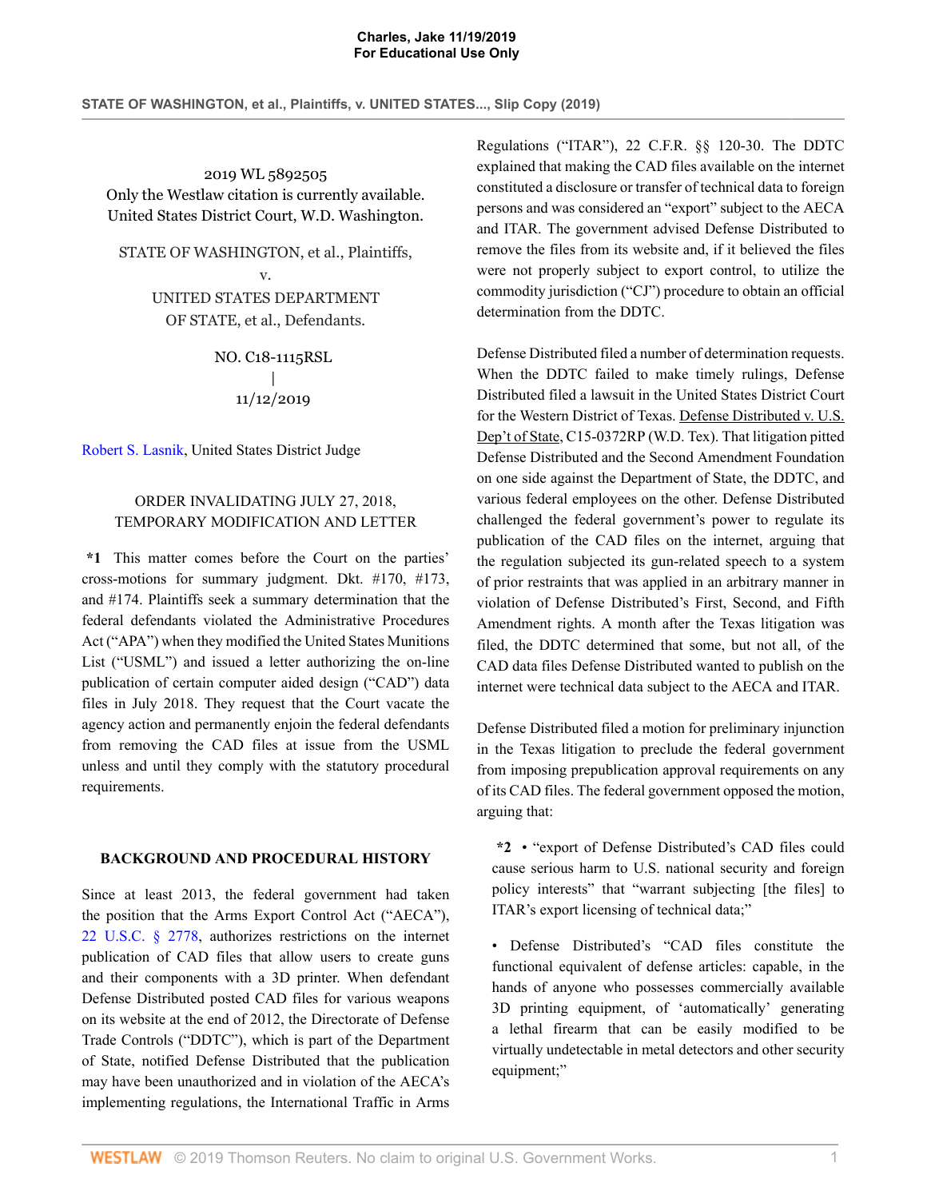2019 WL 5892505
Only the Westlaw citation is currently available.
United States District Court, W.D. Washington.

STATE OF WASHINGTON, et al., Plaintiffs,
v.
UNITED STATES DEPARTMENT OF STATE, et al., Defendants.

NO. C18-1115RSL
|
11/12/2019

Robert S. Lasnik, United States District Judge

ORDER INVALIDATING JULY 27, 2018, TEMPORARY MODIFICATION AND LETTER

**\*1** This matter comes before the Court on the parties' cross-motions for summary judgment. Dkt. #170, #173, and #174. Plaintiffs seek a summary determination that the federal defendants violated the Administrative Procedures Act ("APA") when they modified the United States Munitions List ("USML") and issued a letter authorizing the on-line publication of certain computer aided design ("CAD") data files in July 2018. They request that the Court vacate the agency action and permanently enjoin the federal defendants from removing the CAD files at issue from the USML unless and until they comply with the statutory procedural requirements.

## BACKGROUND AND PROCEDURAL HISTORY

Since at least 2013, the federal government had taken the position that the Arms Export Control Act ("AECA"), 22 U.S.C. § 2778, authorizes restrictions on the internet publication of CAD files that allow users to create guns and their components with a 3D printer. When defendant Defense Distributed posted CAD files for various weapons on its website at the end of 2012, the Directorate of Defense Trade Controls ("DDTC"), which is part of the Department of State, notified Defense Distributed that the publication may have been unauthorized and in violation of the AECA's implementing regulations, the International Traffic in Arms Regulations ("ITAR"), 22 C.F.R. §§ 120-30. The DDTC explained that making the CAD files available on the internet constituted a disclosure or transfer of technical data to foreign persons and was considered an "export" subject to the AECA and ITAR. The government advised Defense Distributed to remove the files from its website and, if it believed the files were not properly subject to export control, to utilize the commodity jurisdiction ("CJ") procedure to obtain an official determination from the DDTC.

Defense Distributed filed a number of determination requests. When the DDTC failed to make timely rulings, Defense Distributed filed a lawsuit in the United States District Court for the Western District of Texas. Defense Distributed v. U.S. Dep't of State, C15-0372RP (W.D. Tex). That litigation pitted Defense Distributed and the Second Amendment Foundation on one side against the Department of State, the DDTC, and various federal employees on the other. Defense Distributed challenged the federal government's power to regulate its publication of the CAD files on the internet, arguing that the regulation subjected its gun-related speech to a system of prior restraints that was applied in an arbitrary manner in violation of Defense Distributed's First, Second, and Fifth Amendment rights. A month after the Texas litigation was filed, the DDTC determined that some, but not all, of the CAD data files Defense Distributed wanted to publish on the internet were technical data subject to the AECA and ITAR.

Defense Distributed filed a motion for preliminary injunction in the Texas litigation to preclude the federal government from imposing prepublication approval requirements on any of its CAD files. The federal government opposed the motion, arguing that:

> **\*2** • "export of Defense Distributed's CAD files could cause serious harm to U.S. national security and foreign policy interests" that "warrant subjecting [the files] to ITAR's export licensing of technical data;"
>
> • Defense Distributed's "CAD files constitute the functional equivalent of defense articles: capable, in the hands of anyone who possesses commercially available 3D printing equipment, of 'automatically' generating a lethal firearm that can be easily modified to be virtually undetectable in metal detectors and other security equipment;"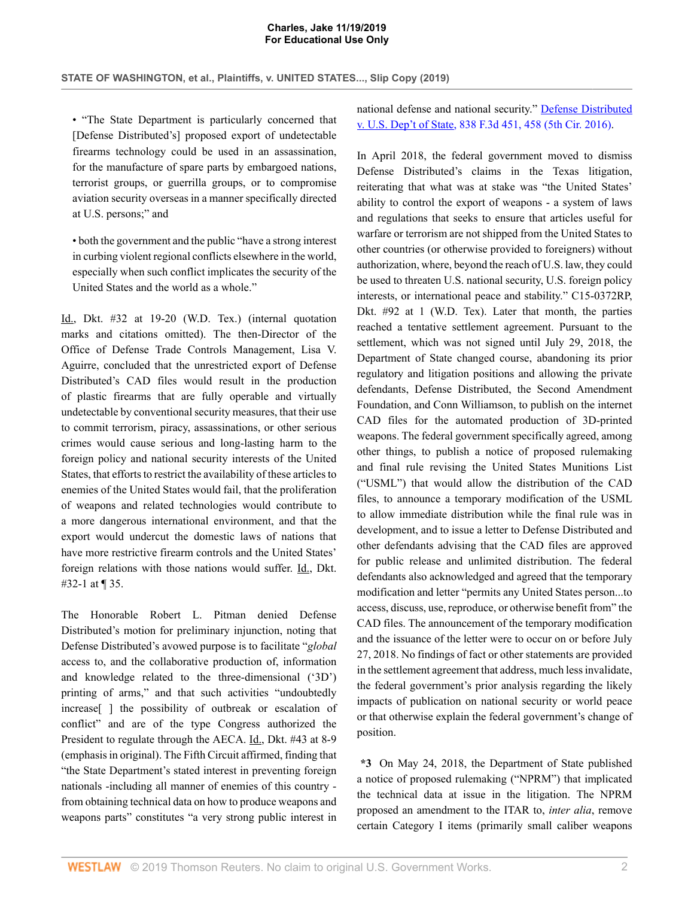• "The State Department is particularly concerned that [Defense Distributed's] proposed export of undetectable firearms technology could be used in an assassination, for the manufacture of spare parts by embargoed nations, terrorist groups, or guerrilla groups, or to compromise aviation security overseas in a manner specifically directed at U.S. persons;" and

• both the government and the public "have a strong interest in curbing violent regional conflicts elsewhere in the world, especially when such conflict implicates the security of the United States and the world as a whole."

Id., Dkt. #32 at 19-20 (W.D. Tex.) (internal quotation marks and citations omitted). The then-Director of the Office of Defense Trade Controls Management, Lisa V. Aguirre, concluded that the unrestricted export of Defense Distributed's CAD files would result in the production of plastic firearms that are fully operable and virtually undetectable by conventional security measures, that their use to commit terrorism, piracy, assassinations, or other serious crimes would cause serious and long-lasting harm to the foreign policy and national security interests of the United States, that efforts to restrict the availability of these articles to enemies of the United States would fail, that the proliferation of weapons and related technologies would contribute to a more dangerous international environment, and that the export would undercut the domestic laws of nations that have more restrictive firearm controls and the United States' foreign relations with those nations would suffer. Id., Dkt. #32-1 at ¶ 35.

The Honorable Robert L. Pitman denied Defense Distributed's motion for preliminary injunction, noting that Defense Distributed's avowed purpose is to facilitate "*global* access to, and the collaborative production of, information and knowledge related to the three-dimensional ('3D') printing of arms," and that such activities "undoubtedly increase[ ] the possibility of outbreak or escalation of conflict" and are of the type Congress authorized the President to regulate through the AECA. Id., Dkt. #43 at 8-9 (emphasis in original). The Fifth Circuit affirmed, finding that "the State Department's stated interest in preventing foreign nationals -including all manner of enemies of this country - from obtaining technical data on how to produce weapons and weapons parts" constitutes "a very strong public interest in national defense and national security." Defense Distributed v. U.S. Dep't of State, 838 F.3d 451, 458 (5th Cir. 2016).

In April 2018, the federal government moved to dismiss Defense Distributed's claims in the Texas litigation, reiterating that what was at stake was "the United States' ability to control the export of weapons - a system of laws and regulations that seeks to ensure that articles useful for warfare or terrorism are not shipped from the United States to other countries (or otherwise provided to foreigners) without authorization, where, beyond the reach of U.S. law, they could be used to threaten U.S. national security, U.S. foreign policy interests, or international peace and stability." C15-0372RP, Dkt. #92 at 1 (W.D. Tex). Later that month, the parties reached a tentative settlement agreement. Pursuant to the settlement, which was not signed until July 29, 2018, the Department of State changed course, abandoning its prior regulatory and litigation positions and allowing the private defendants, Defense Distributed, the Second Amendment Foundation, and Conn Williamson, to publish on the internet CAD files for the automated production of 3D-printed weapons. The federal government specifically agreed, among other things, to publish a notice of proposed rulemaking and final rule revising the United States Munitions List ("USML") that would allow the distribution of the CAD files, to announce a temporary modification of the USML to allow immediate distribution while the final rule was in development, and to issue a letter to Defense Distributed and other defendants advising that the CAD files are approved for public release and unlimited distribution. The federal defendants also acknowledged and agreed that the temporary modification and letter "permits any United States person...to access, discuss, use, reproduce, or otherwise benefit from" the CAD files. The announcement of the temporary modification and the issuance of the letter were to occur on or before July 27, 2018. No findings of fact or other statements are provided in the settlement agreement that address, much less invalidate, the federal government's prior analysis regarding the likely impacts of publication on national security or world peace or that otherwise explain the federal government's change of position.

**\*3** On May 24, 2018, the Department of State published a notice of proposed rulemaking ("NPRM") that implicated the technical data at issue in the litigation. The NPRM proposed an amendment to the ITAR to, *inter alia*, remove certain Category I items (primarily small caliber weapons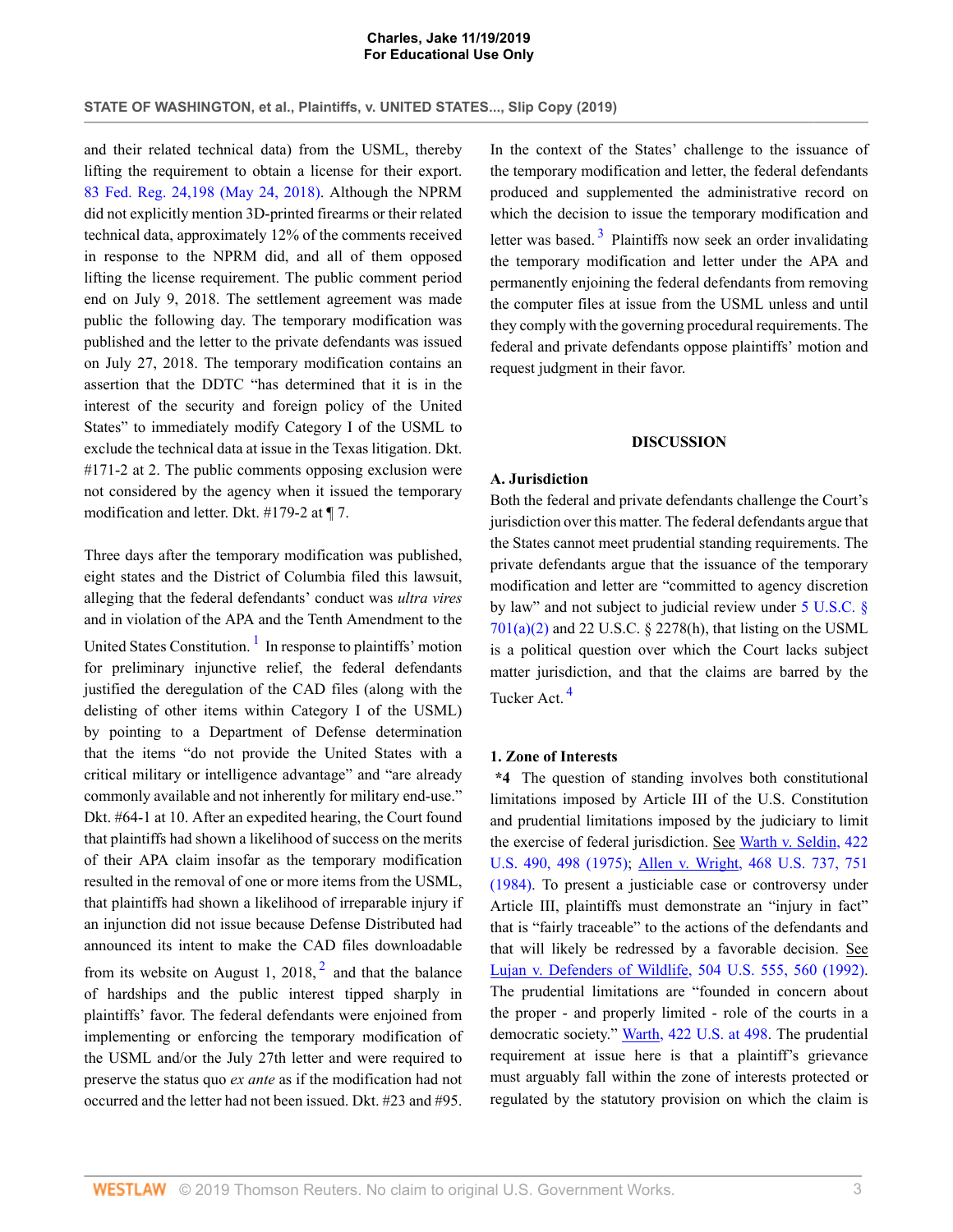and their related technical data) from the USML, thereby lifting the requirement to obtain a license for their export. 83 Fed. Reg. 24,198 (May 24, 2018). Although the NPRM did not explicitly mention 3D-printed firearms or their related technical data, approximately 12% of the comments received in response to the NPRM did, and all of them opposed lifting the license requirement. The public comment period end on July 9, 2018. The settlement agreement was made public the following day. The temporary modification was published and the letter to the private defendants was issued on July 27, 2018. The temporary modification contains an assertion that the DDTC "has determined that it is in the interest of the security and foreign policy of the United States" to immediately modify Category I of the USML to exclude the technical data at issue in the Texas litigation. Dkt. #171-2 at 2. The public comments opposing exclusion were not considered by the agency when it issued the temporary modification and letter. Dkt. #179-2 at ¶ 7.

Three days after the temporary modification was published, eight states and the District of Columbia filed this lawsuit, alleging that the federal defendants' conduct was *ultra vires* and in violation of the APA and the Tenth Amendment to the United States Constitution. [1] In response to plaintiffs' motion for preliminary injunctive relief, the federal defendants justified the deregulation of the CAD files (along with the delisting of other items within Category I of the USML) by pointing to a Department of Defense determination that the items "do not provide the United States with a critical military or intelligence advantage" and "are already commonly available and not inherently for military end-use." Dkt. #64-1 at 10. After an expedited hearing, the Court found that plaintiffs had shown a likelihood of success on the merits of their APA claim insofar as the temporary modification resulted in the removal of one or more items from the USML, that plaintiffs had shown a likelihood of irreparable injury if an injunction did not issue because Defense Distributed had announced its intent to make the CAD files downloadable from its website on August 1, 2018, [2] and that the balance of hardships and the public interest tipped sharply in plaintiffs' favor. The federal defendants were enjoined from implementing or enforcing the temporary modification of the USML and/or the July 27th letter and were required to preserve the status quo *ex ante* as if the modification had not occurred and the letter had not been issued. Dkt. #23 and #95.

In the context of the States' challenge to the issuance of the temporary modification and letter, the federal defendants produced and supplemented the administrative record on which the decision to issue the temporary modification and letter was based. [3] Plaintiffs now seek an order invalidating the temporary modification and letter under the APA and permanently enjoining the federal defendants from removing the computer files at issue from the USML unless and until they comply with the governing procedural requirements. The federal and private defendants oppose plaintiffs' motion and request judgment in their favor.

## DISCUSSION

### A. Jurisdiction

Both the federal and private defendants challenge the Court's jurisdiction over this matter. The federal defendants argue that the States cannot meet prudential standing requirements. The private defendants argue that the issuance of the temporary modification and letter are "committed to agency discretion by law" and not subject to judicial review under 5 U.S.C. § 701(a)(2) and 22 U.S.C. § 2278(h), that listing on the USML is a political question over which the Court lacks subject matter jurisdiction, and that the claims are barred by the Tucker Act. [4]

#### 1. Zone of Interests

**\*4** The question of standing involves both constitutional limitations imposed by Article III of the U.S. Constitution and prudential limitations imposed by the judiciary to limit the exercise of federal jurisdiction. See Warth v. Seldin, 422 U.S. 490, 498 (1975); Allen v. Wright, 468 U.S. 737, 751 (1984). To present a justiciable case or controversy under Article III, plaintiffs must demonstrate an "injury in fact" that is "fairly traceable" to the actions of the defendants and that will likely be redressed by a favorable decision. See Lujan v. Defenders of Wildlife, 504 U.S. 555, 560 (1992). The prudential limitations are "founded in concern about the proper - and properly limited - role of the courts in a democratic society." Warth, 422 U.S. at 498. The prudential requirement at issue here is that a plaintiff's grievance must arguably fall within the zone of interests protected or regulated by the statutory provision on which the claim is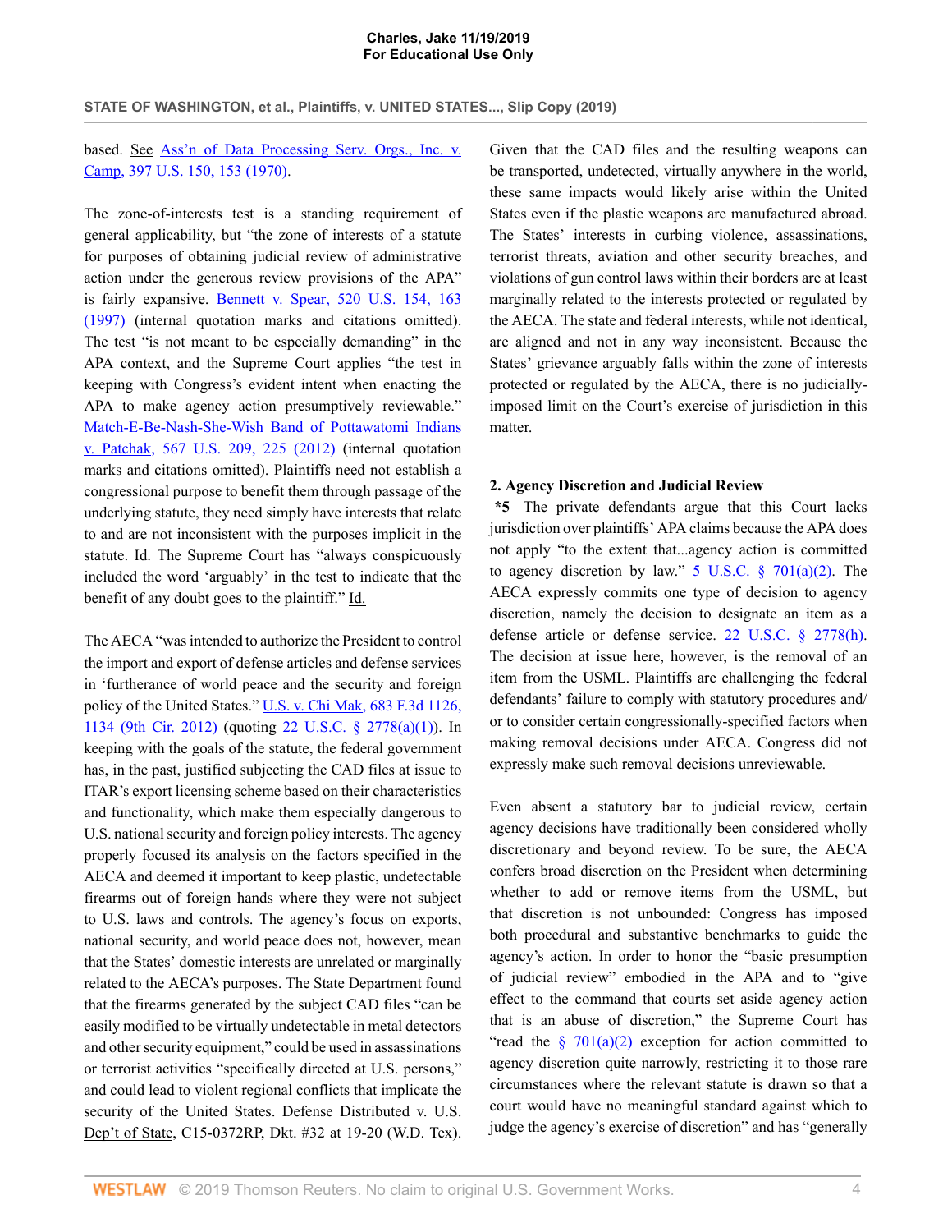based. See Ass'n of Data Processing Serv. Orgs., Inc. v. Camp, 397 U.S. 150, 153 (1970).

The zone-of-interests test is a standing requirement of general applicability, but "the zone of interests of a statute for purposes of obtaining judicial review of administrative action under the generous review provisions of the APA" is fairly expansive. Bennett v. Spear, 520 U.S. 154, 163 (1997) (internal quotation marks and citations omitted). The test "is not meant to be especially demanding" in the APA context, and the Supreme Court applies "the test in keeping with Congress's evident intent when enacting the APA to make agency action presumptively reviewable." Match-E-Be-Nash-She-Wish Band of Pottawatomi Indians v. Patchak, 567 U.S. 209, 225 (2012) (internal quotation marks and citations omitted). Plaintiffs need not establish a congressional purpose to benefit them through passage of the underlying statute, they need simply have interests that relate to and are not inconsistent with the purposes implicit in the statute. Id. The Supreme Court has "always conspicuously included the word 'arguably' in the test to indicate that the benefit of any doubt goes to the plaintiff." Id.

The AECA "was intended to authorize the President to control the import and export of defense articles and defense services in 'furtherance of world peace and the security and foreign policy of the United States." U.S. v. Chi Mak, 683 F.3d 1126, 1134 (9th Cir. 2012) (quoting 22 U.S.C. § 2778(a)(1)). In keeping with the goals of the statute, the federal government has, in the past, justified subjecting the CAD files at issue to ITAR's export licensing scheme based on their characteristics and functionality, which make them especially dangerous to U.S. national security and foreign policy interests. The agency properly focused its analysis on the factors specified in the AECA and deemed it important to keep plastic, undetectable firearms out of foreign hands where they were not subject to U.S. laws and controls. The agency's focus on exports, national security, and world peace does not, however, mean that the States' domestic interests are unrelated or marginally related to the AECA's purposes. The State Department found that the firearms generated by the subject CAD files "can be easily modified to be virtually undetectable in metal detectors and other security equipment," could be used in assassinations or terrorist activities "specifically directed at U.S. persons," and could lead to violent regional conflicts that implicate the security of the United States. Defense Distributed v. U.S. Dep't of State, C15-0372RP, Dkt. #32 at 19-20 (W.D. Tex). Given that the CAD files and the resulting weapons can be transported, undetected, virtually anywhere in the world, these same impacts would likely arise within the United States even if the plastic weapons are manufactured abroad. The States' interests in curbing violence, assassinations, terrorist threats, aviation and other security breaches, and violations of gun control laws within their borders are at least marginally related to the interests protected or regulated by the AECA. The state and federal interests, while not identical, are aligned and not in any way inconsistent. Because the States' grievance arguably falls within the zone of interests protected or regulated by the AECA, there is no judicially-imposed limit on the Court's exercise of jurisdiction in this matter.

**2. Agency Discretion and Judicial Review**

**\*5** The private defendants argue that this Court lacks jurisdiction over plaintiffs' APA claims because the APA does not apply "to the extent that...agency action is committed to agency discretion by law." 5 U.S.C. § 701(a)(2). The AECA expressly commits one type of decision to agency discretion, namely the decision to designate an item as a defense article or defense service. 22 U.S.C. § 2778(h). The decision at issue here, however, is the removal of an item from the USML. Plaintiffs are challenging the federal defendants' failure to comply with statutory procedures and/or to consider certain congressionally-specified factors when making removal decisions under AECA. Congress did not expressly make such removal decisions unreviewable.

Even absent a statutory bar to judicial review, certain agency decisions have traditionally been considered wholly discretionary and beyond review. To be sure, the AECA confers broad discretion on the President when determining whether to add or remove items from the USML, but that discretion is not unbounded: Congress has imposed both procedural and substantive benchmarks to guide the agency's action. In order to honor the "basic presumption of judicial review" embodied in the APA and to "give effect to the command that courts set aside agency action that is an abuse of discretion," the Supreme Court has "read the § 701(a)(2) exception for action committed to agency discretion quite narrowly, restricting it to those rare circumstances where the relevant statute is drawn so that a court would have no meaningful standard against which to judge the agency's exercise of discretion" and has "generally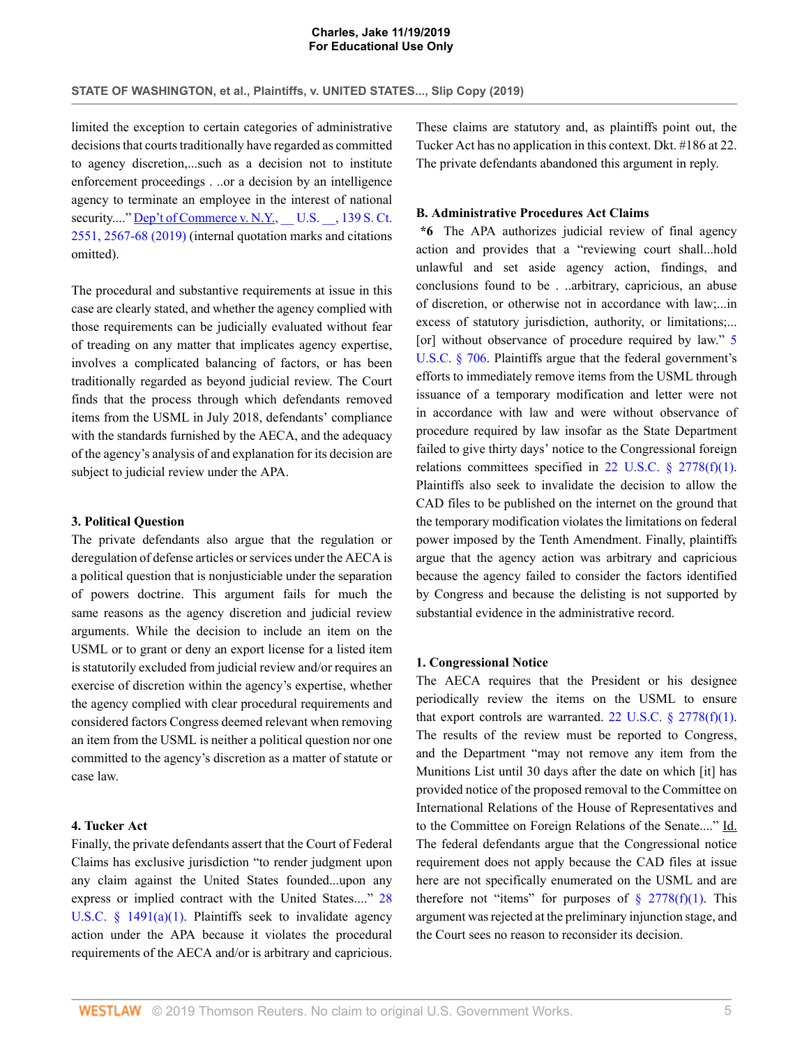limited the exception to certain categories of administrative decisions that courts traditionally have regarded as committed to agency discretion,...such as a decision not to institute enforcement proceedings . ..or a decision by an intelligence agency to terminate an employee in the interest of national security....” Dep't of Commerce v. N.Y., __ U.S. __, 139 S. Ct. 2551, 2567-68 (2019) (internal quotation marks and citations omitted).

The procedural and substantive requirements at issue in this case are clearly stated, and whether the agency complied with those requirements can be judicially evaluated without fear of treading on any matter that implicates agency expertise, involves a complicated balancing of factors, or has been traditionally regarded as beyond judicial review. The Court finds that the process through which defendants removed items from the USML in July 2018, defendants' compliance with the standards furnished by the AECA, and the adequacy of the agency's analysis of and explanation for its decision are subject to judicial review under the APA.

### 3. Political Question

The private defendants also argue that the regulation or deregulation of defense articles or services under the AECA is a political question that is nonjusticiable under the separation of powers doctrine. This argument fails for much the same reasons as the agency discretion and judicial review arguments. While the decision to include an item on the USML or to grant or deny an export license for a listed item is statutorily excluded from judicial review and/or requires an exercise of discretion within the agency's expertise, whether the agency complied with clear procedural requirements and considered factors Congress deemed relevant when removing an item from the USML is neither a political question nor one committed to the agency's discretion as a matter of statute or case law.

### 4. Tucker Act

Finally, the private defendants assert that the Court of Federal Claims has exclusive jurisdiction “to render judgment upon any claim against the United States founded...upon any express or implied contract with the United States....” 28 U.S.C. § 1491(a)(1). Plaintiffs seek to invalidate agency action under the APA because it violates the procedural requirements of the AECA and/or is arbitrary and capricious. These claims are statutory and, as plaintiffs point out, the Tucker Act has no application in this context. Dkt. #186 at 22. The private defendants abandoned this argument in reply.

## B. Administrative Procedures Act Claims

**\*6** The APA authorizes judicial review of final agency action and provides that a “reviewing court shall...hold unlawful and set aside agency action, findings, and conclusions found to be . ..arbitrary, capricious, an abuse of discretion, or otherwise not in accordance with law;...in excess of statutory jurisdiction, authority, or limitations;...[or] without observance of procedure required by law.” 5 U.S.C. § 706. Plaintiffs argue that the federal government's efforts to immediately remove items from the USML through issuance of a temporary modification and letter were not in accordance with law and were without observance of procedure required by law insofar as the State Department failed to give thirty days' notice to the Congressional foreign relations committees specified in 22 U.S.C. § 2778(f)(1). Plaintiffs also seek to invalidate the decision to allow the CAD files to be published on the internet on the ground that the temporary modification violates the limitations on federal power imposed by the Tenth Amendment. Finally, plaintiffs argue that the agency action was arbitrary and capricious because the agency failed to consider the factors identified by Congress and because the delisting is not supported by substantial evidence in the administrative record.

### 1. Congressional Notice

The AECA requires that the President or his designee periodically review the items on the USML to ensure that export controls are warranted. 22 U.S.C. § 2778(f)(1). The results of the review must be reported to Congress, and the Department “may not remove any item from the Munitions List until 30 days after the date on which [it] has provided notice of the proposed removal to the Committee on International Relations of the House of Representatives and to the Committee on Foreign Relations of the Senate....” Id. The federal defendants argue that the Congressional notice requirement does not apply because the CAD files at issue here are not specifically enumerated on the USML and are therefore not “items” for purposes of § 2778(f)(1). This argument was rejected at the preliminary injunction stage, and the Court sees no reason to reconsider its decision.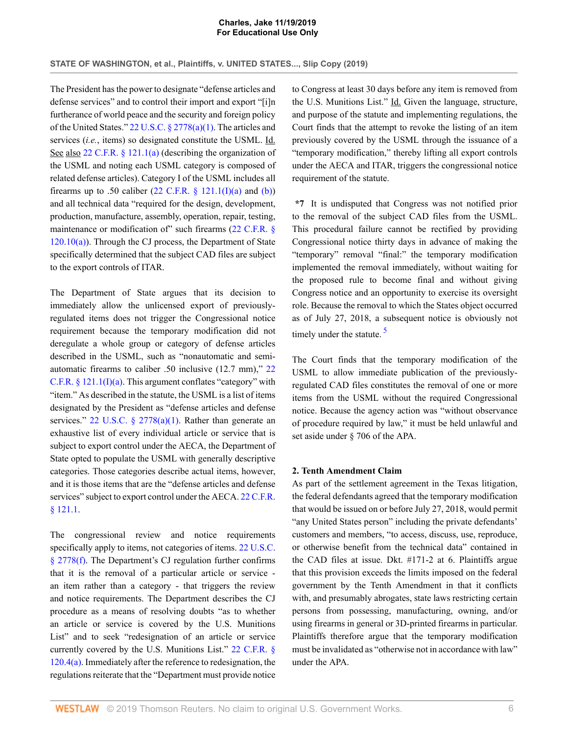The President has the power to designate "defense articles and defense services" and to control their import and export "[i]n furtherance of world peace and the security and foreign policy of the United States." 22 U.S.C. § 2778(a)(1). The articles and services (*i.e.*, items) so designated constitute the USML. Id. See also 22 C.F.R. § 121.1(a) (describing the organization of the USML and noting each USML category is composed of related defense articles). Category I of the USML includes all firearms up to .50 caliber (22 C.F.R. § 121.1(I)(a) and (b)) and all technical data "required for the design, development, production, manufacture, assembly, operation, repair, testing, maintenance or modification of" such firearms (22 C.F.R. § 120.10(a)). Through the CJ process, the Department of State specifically determined that the subject CAD files are subject to the export controls of ITAR.

The Department of State argues that its decision to immediately allow the unlicensed export of previously-regulated items does not trigger the Congressional notice requirement because the temporary modification did not deregulate a whole group or category of defense articles described in the USML, such as "nonautomatic and semi-automatic firearms to caliber .50 inclusive (12.7 mm)," 22 C.F.R. § 121.1(I)(a). This argument conflates "category" with "item." As described in the statute, the USML is a list of items designated by the President as "defense articles and defense services." 22 U.S.C. § 2778(a)(1). Rather than generate an exhaustive list of every individual article or service that is subject to export control under the AECA, the Department of State opted to populate the USML with generally descriptive categories. Those categories describe actual items, however, and it is those items that are the "defense articles and defense services" subject to export control under the AECA. 22 C.F.R. § 121.1.

The congressional review and notice requirements specifically apply to items, not categories of items. 22 U.S.C. § 2778(f). The Department's CJ regulation further confirms that it is the removal of a particular article or service - an item rather than a category - that triggers the review and notice requirements. The Department describes the CJ procedure as a means of resolving doubts "as to whether an article or service is covered by the U.S. Munitions List" and to seek "redesignation of an article or service currently covered by the U.S. Munitions List." 22 C.F.R. § 120.4(a). Immediately after the reference to redesignation, the regulations reiterate that the "Department must provide notice to Congress at least 30 days before any item is removed from the U.S. Munitions List." Id. Given the language, structure, and purpose of the statute and implementing regulations, the Court finds that the attempt to revoke the listing of an item previously covered by the USML through the issuance of a "temporary modification," thereby lifting all export controls under the AECA and ITAR, triggers the congressional notice requirement of the statute.

**\*7** It is undisputed that Congress was not notified prior to the removal of the subject CAD files from the USML. This procedural failure cannot be rectified by providing Congressional notice thirty days in advance of making the "temporary" removal "final:" the temporary modification implemented the removal immediately, without waiting for the proposed rule to become final and without giving Congress notice and an opportunity to exercise its oversight role. Because the removal to which the States object occurred as of July 27, 2018, a subsequent notice is obviously not timely under the statute. [5]

The Court finds that the temporary modification of the USML to allow immediate publication of the previously-regulated CAD files constitutes the removal of one or more items from the USML without the required Congressional notice. Because the agency action was "without observance of procedure required by law," it must be held unlawful and set aside under § 706 of the APA.

### 2. Tenth Amendment Claim

As part of the settlement agreement in the Texas litigation, the federal defendants agreed that the temporary modification that would be issued on or before July 27, 2018, would permit "any United States person" including the private defendants' customers and members, "to access, discuss, use, reproduce, or otherwise benefit from the technical data" contained in the CAD files at issue. Dkt. #171-2 at 6. Plaintiffs argue that this provision exceeds the limits imposed on the federal government by the Tenth Amendment in that it conflicts with, and presumably abrogates, state laws restricting certain persons from possessing, manufacturing, owning, and/or using firearms in general or 3D-printed firearms in particular. Plaintiffs therefore argue that the temporary modification must be invalidated as "otherwise not in accordance with law" under the APA.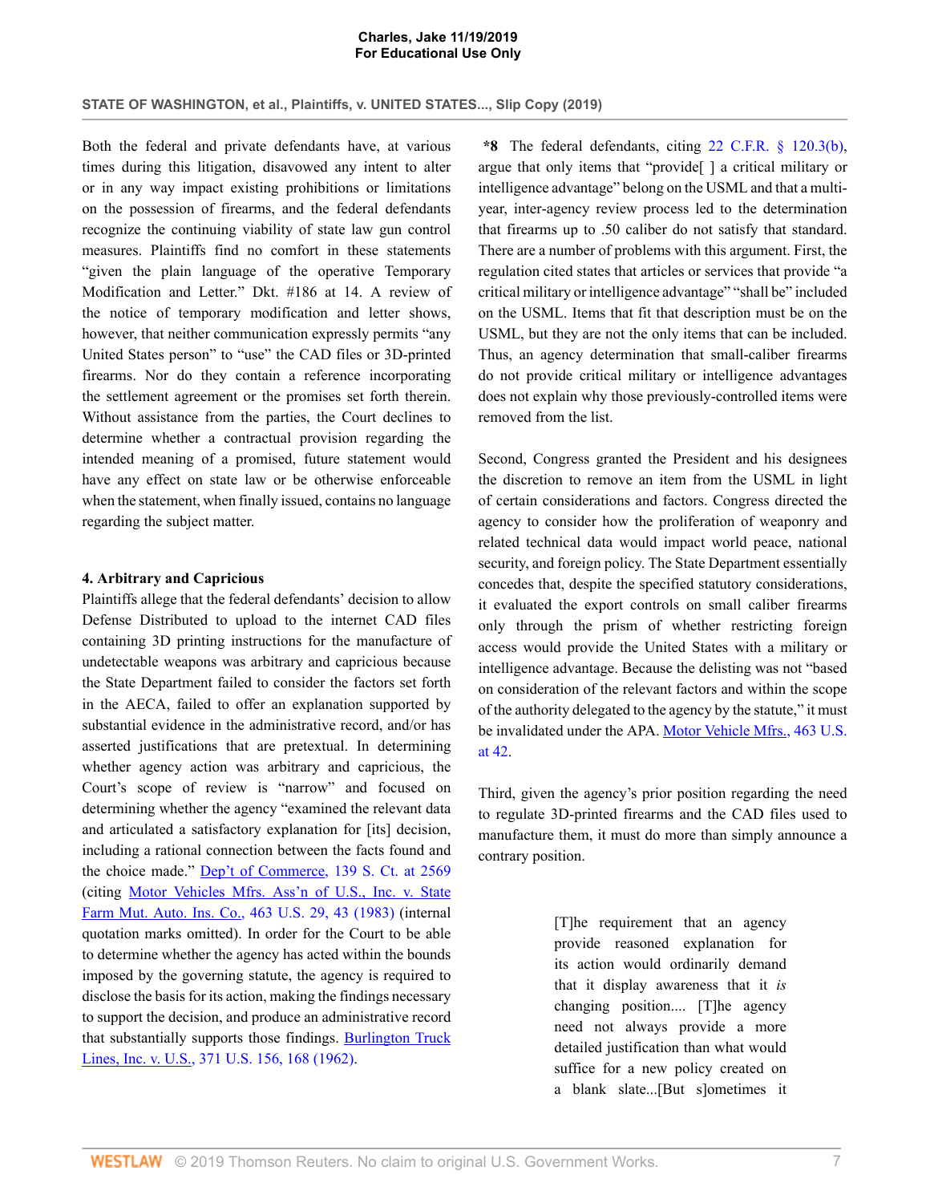Both the federal and private defendants have, at various times during this litigation, disavowed any intent to alter or in any way impact existing prohibitions or limitations on the possession of firearms, and the federal defendants recognize the continuing viability of state law gun control measures. Plaintiffs find no comfort in these statements "given the plain language of the operative Temporary Modification and Letter." Dkt. #186 at 14. A review of the notice of temporary modification and letter shows, however, that neither communication expressly permits "any United States person" to "use" the CAD files or 3D-printed firearms. Nor do they contain a reference incorporating the settlement agreement or the promises set forth therein. Without assistance from the parties, the Court declines to determine whether a contractual provision regarding the intended meaning of a promised, future statement would have any effect on state law or be otherwise enforceable when the statement, when finally issued, contains no language regarding the subject matter.

#### 4. Arbitrary and Capricious

Plaintiffs allege that the federal defendants' decision to allow Defense Distributed to upload to the internet CAD files containing 3D printing instructions for the manufacture of undetectable weapons was arbitrary and capricious because the State Department failed to consider the factors set forth in the AECA, failed to offer an explanation supported by substantial evidence in the administrative record, and/or has asserted justifications that are pretextual. In determining whether agency action was arbitrary and capricious, the Court's scope of review is "narrow" and focused on determining whether the agency "examined the relevant data and articulated a satisfactory explanation for [its] decision, including a rational connection between the facts found and the choice made." Dep't of Commerce, 139 S. Ct. at 2569 (citing Motor Vehicles Mfrs. Ass'n of U.S., Inc. v. State Farm Mut. Auto. Ins. Co., 463 U.S. 29, 43 (1983) (internal quotation marks omitted). In order for the Court to be able to determine whether the agency has acted within the bounds imposed by the governing statute, the agency is required to disclose the basis for its action, making the findings necessary to support the decision, and produce an administrative record that substantially supports those findings. Burlington Truck Lines, Inc. v. U.S., 371 U.S. 156, 168 (1962).

**\*8** The federal defendants, citing 22 C.F.R. § 120.3(b), argue that only items that "provide[ ] a critical military or intelligence advantage" belong on the USML and that a multi-year, inter-agency review process led to the determination that firearms up to .50 caliber do not satisfy that standard. There are a number of problems with this argument. First, the regulation cited states that articles or services that provide "a critical military or intelligence advantage" "shall be" included on the USML. Items that fit that description must be on the USML, but they are not the only items that can be included. Thus, an agency determination that small-caliber firearms do not provide critical military or intelligence advantages does not explain why those previously-controlled items were removed from the list.

Second, Congress granted the President and his designees the discretion to remove an item from the USML in light of certain considerations and factors. Congress directed the agency to consider how the proliferation of weaponry and related technical data would impact world peace, national security, and foreign policy. The State Department essentially concedes that, despite the specified statutory considerations, it evaluated the export controls on small caliber firearms only through the prism of whether restricting foreign access would provide the United States with a military or intelligence advantage. Because the delisting was not "based on consideration of the relevant factors and within the scope of the authority delegated to the agency by the statute," it must be invalidated under the APA. Motor Vehicle Mfrs., 463 U.S. at 42.

Third, given the agency's prior position regarding the need to regulate 3D-printed firearms and the CAD files used to manufacture them, it must do more than simply announce a contrary position.

> [T]he requirement that an agency provide reasoned explanation for its action would ordinarily demand that it display awareness that it *is* changing position.... [T]he agency need not always provide a more detailed justification than what would suffice for a new policy created on a blank slate...[But s]ometimes it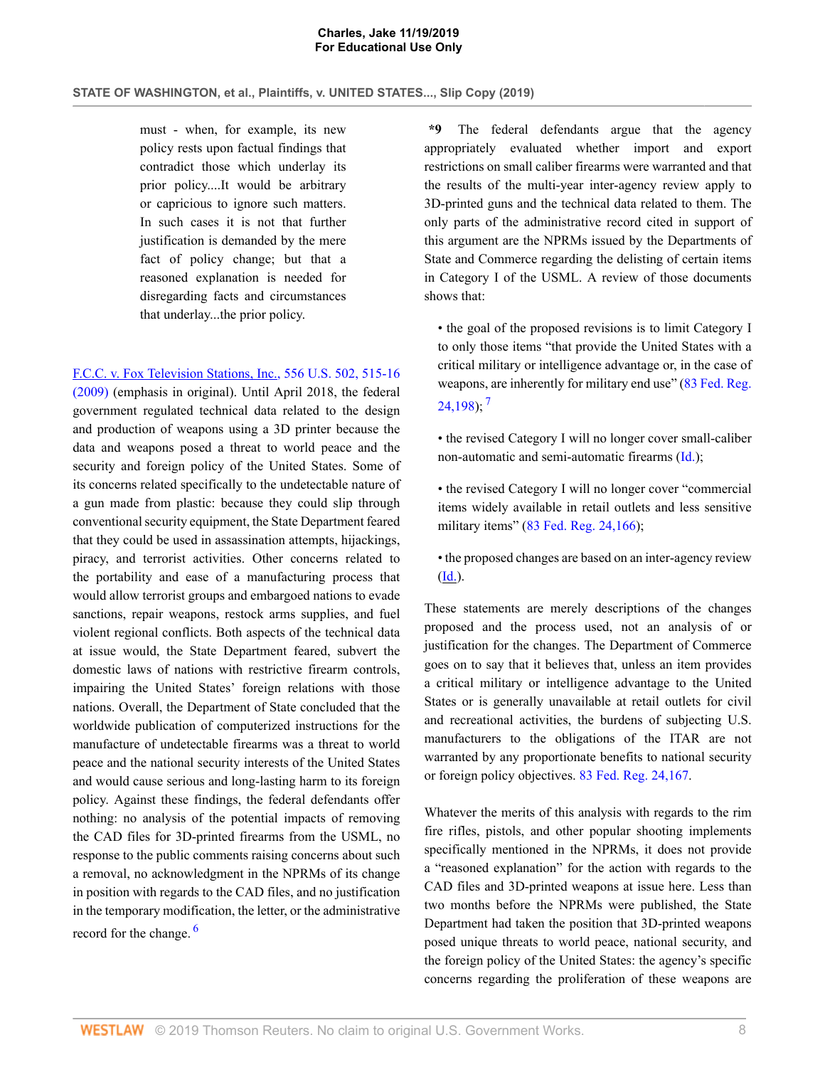> must - when, for example, its new policy rests upon factual findings that contradict those which underlay its prior policy....It would be arbitrary or capricious to ignore such matters. In such cases it is not that further justification is demanded by the mere fact of policy change; but that a reasoned explanation is needed for disregarding facts and circumstances that underlay...the prior policy.

F.C.C. v. Fox Television Stations, Inc., 556 U.S. 502, 515-16 (2009) (emphasis in original). Until April 2018, the federal government regulated technical data related to the design and production of weapons using a 3D printer because the data and weapons posed a threat to world peace and the security and foreign policy of the United States. Some of its concerns related specifically to the undetectable nature of a gun made from plastic: because they could slip through conventional security equipment, the State Department feared that they could be used in assassination attempts, hijackings, piracy, and terrorist activities. Other concerns related to the portability and ease of a manufacturing process that would allow terrorist groups and embargoed nations to evade sanctions, repair weapons, restock arms supplies, and fuel violent regional conflicts. Both aspects of the technical data at issue would, the State Department feared, subvert the domestic laws of nations with restrictive firearm controls, impairing the United States' foreign relations with those nations. Overall, the Department of State concluded that the worldwide publication of computerized instructions for the manufacture of undetectable firearms was a threat to world peace and the national security interests of the United States and would cause serious and long-lasting harm to its foreign policy. Against these findings, the federal defendants offer nothing: no analysis of the potential impacts of removing the CAD files for 3D-printed firearms from the USML, no response to the public comments raising concerns about such a removal, no acknowledgment in the NPRMs of its change in position with regards to the CAD files, and no justification in the temporary modification, the letter, or the administrative record for the change. [6]

**\*9** The federal defendants argue that the agency appropriately evaluated whether import and export restrictions on small caliber firearms were warranted and that the results of the multi-year inter-agency review apply to 3D-printed guns and the technical data related to them. The only parts of the administrative record cited in support of this argument are the NPRMs issued by the Departments of State and Commerce regarding the delisting of certain items in Category I of the USML. A review of those documents shows that:

- the goal of the proposed revisions is to limit Category I to only those items "that provide the United States with a critical military or intelligence advantage or, in the case of weapons, are inherently for military end use" (83 Fed. Reg. 24,198); [7]
- the revised Category I will no longer cover small-caliber non-automatic and semi-automatic firearms (Id.);
- the revised Category I will no longer cover "commercial items widely available in retail outlets and less sensitive military items" (83 Fed. Reg. 24,166);
- the proposed changes are based on an inter-agency review (Id.).

These statements are merely descriptions of the changes proposed and the process used, not an analysis of or justification for the changes. The Department of Commerce goes on to say that it believes that, unless an item provides a critical military or intelligence advantage to the United States or is generally unavailable at retail outlets for civil and recreational activities, the burdens of subjecting U.S. manufacturers to the obligations of the ITAR are not warranted by any proportionate benefits to national security or foreign policy objectives. 83 Fed. Reg. 24,167.

Whatever the merits of this analysis with regards to the rim fire rifles, pistols, and other popular shooting implements specifically mentioned in the NPRMs, it does not provide a "reasoned explanation" for the action with regards to the CAD files and 3D-printed weapons at issue here. Less than two months before the NPRMs were published, the State Department had taken the position that 3D-printed weapons posed unique threats to world peace, national security, and the foreign policy of the United States: the agency's specific concerns regarding the proliferation of these weapons are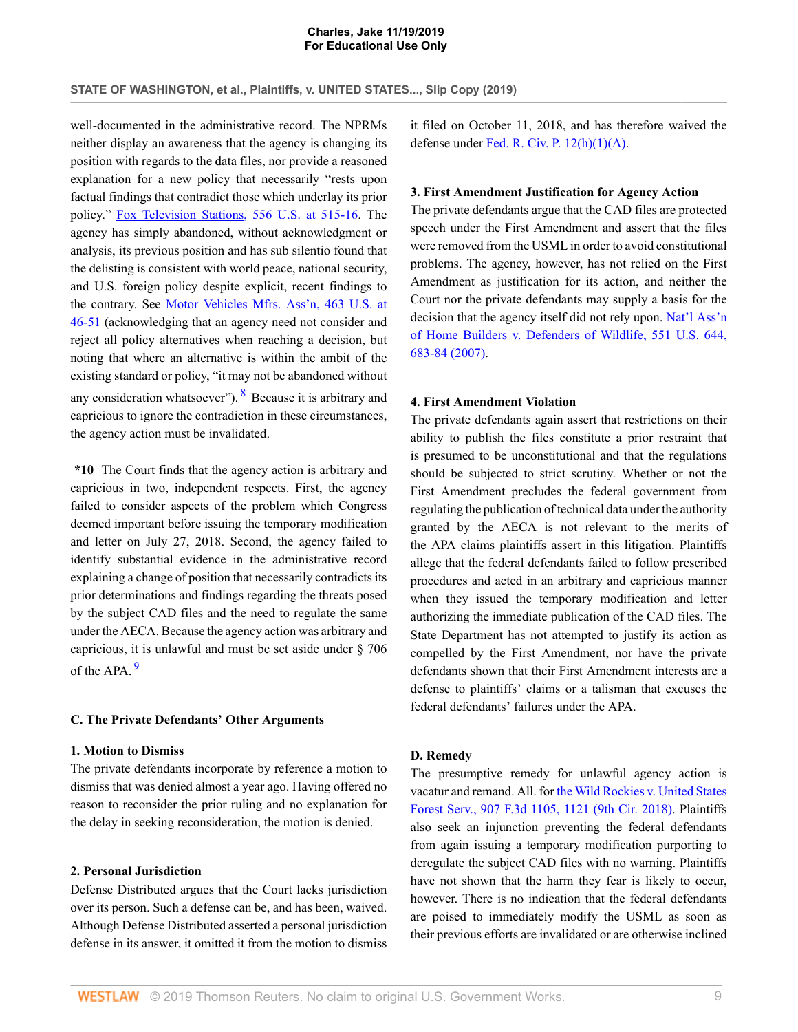well-documented in the administrative record. The NPRMs neither display an awareness that the agency is changing its position with regards to the data files, nor provide a reasoned explanation for a new policy that necessarily "rests upon factual findings that contradict those which underlay its prior policy." Fox Television Stations, 556 U.S. at 515-16. The agency has simply abandoned, without acknowledgment or analysis, its previous position and has sub silentio found that the delisting is consistent with world peace, national security, and U.S. foreign policy despite explicit, recent findings to the contrary. See Motor Vehicles Mfrs. Ass'n, 463 U.S. at 46-51 (acknowledging that an agency need not consider and reject all policy alternatives when reaching a decision, but noting that where an alternative is within the ambit of the existing standard or policy, "it may not be abandoned without any consideration whatsoever").[8] Because it is arbitrary and capricious to ignore the contradiction in these circumstances, the agency action must be invalidated.

**\*10** The Court finds that the agency action is arbitrary and capricious in two, independent respects. First, the agency failed to consider aspects of the problem which Congress deemed important before issuing the temporary modification and letter on July 27, 2018. Second, the agency failed to identify substantial evidence in the administrative record explaining a change of position that necessarily contradicts its prior determinations and findings regarding the threats posed by the subject CAD files and the need to regulate the same under the AECA. Because the agency action was arbitrary and capricious, it is unlawful and must be set aside under § 706 of the APA.[9]

### C. The Private Defendants' Other Arguments

#### 1. Motion to Dismiss

The private defendants incorporate by reference a motion to dismiss that was denied almost a year ago. Having offered no reason to reconsider the prior ruling and no explanation for the delay in seeking reconsideration, the motion is denied.

#### 2. Personal Jurisdiction

Defense Distributed argues that the Court lacks jurisdiction over its person. Such a defense can be, and has been, waived. Although Defense Distributed asserted a personal jurisdiction defense in its answer, it omitted it from the motion to dismiss it filed on October 11, 2018, and has therefore waived the defense under Fed. R. Civ. P. 12(h)(1)(A).

#### 3. First Amendment Justification for Agency Action

The private defendants argue that the CAD files are protected speech under the First Amendment and assert that the files were removed from the USML in order to avoid constitutional problems. The agency, however, has not relied on the First Amendment as justification for its action, and neither the Court nor the private defendants may supply a basis for the decision that the agency itself did not rely upon. Nat'l Ass'n of Home Builders v. Defenders of Wildlife, 551 U.S. 644, 683-84 (2007).

#### 4. First Amendment Violation

The private defendants again assert that restrictions on their ability to publish the files constitute a prior restraint that is presumed to be unconstitutional and that the regulations should be subjected to strict scrutiny. Whether or not the First Amendment precludes the federal government from regulating the publication of technical data under the authority granted by the AECA is not relevant to the merits of the APA claims plaintiffs assert in this litigation. Plaintiffs allege that the federal defendants failed to follow prescribed procedures and acted in an arbitrary and capricious manner when they issued the temporary modification and letter authorizing the immediate publication of the CAD files. The State Department has not attempted to justify its action as compelled by the First Amendment, nor have the private defendants shown that their First Amendment interests are a defense to plaintiffs' claims or a talisman that excuses the federal defendants' failures under the APA.

### D. Remedy

The presumptive remedy for unlawful agency action is vacatur and remand. All. for the Wild Rockies v. United States Forest Serv., 907 F.3d 1105, 1121 (9th Cir. 2018). Plaintiffs also seek an injunction preventing the federal defendants from again issuing a temporary modification purporting to deregulate the subject CAD files with no warning. Plaintiffs have not shown that the harm they fear is likely to occur, however. There is no indication that the federal defendants are poised to immediately modify the USML as soon as their previous efforts are invalidated or are otherwise inclined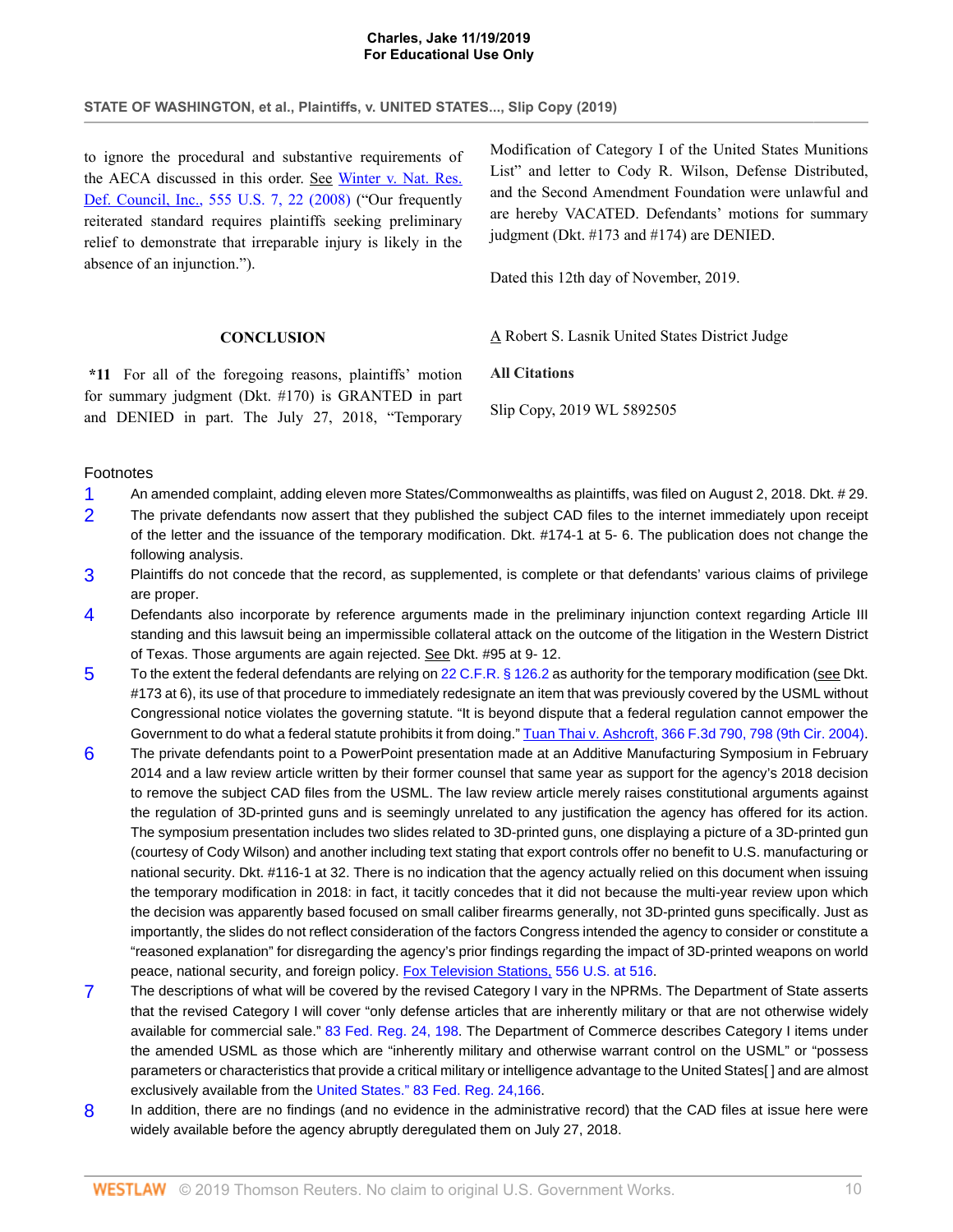to ignore the procedural and substantive requirements of the AECA discussed in this order. See Winter v. Nat. Res. Def. Council, Inc., 555 U.S. 7, 22 (2008) ("Our frequently reiterated standard requires plaintiffs seeking preliminary relief to demonstrate that irreparable injury is likely in the absence of an injunction.").

## CONCLUSION

**\*11** For all of the foregoing reasons, plaintiffs' motion for summary judgment (Dkt. #170) is GRANTED in part and DENIED in part. The July 27, 2018, "Temporary Modification of Category I of the United States Munitions List" and letter to Cody R. Wilson, Defense Distributed, and the Second Amendment Foundation were unlawful and are hereby VACATED. Defendants' motions for summary judgment (Dkt. #173 and #174) are DENIED.

Dated this 12th day of November, 2019.

A Robert S. Lasnik United States District Judge

**All Citations**

Slip Copy, 2019 WL 5892505

## Footnotes

1. An amended complaint, adding eleven more States/Commonwealths as plaintiffs, was filed on August 2, 2018. Dkt. # 29.
2. The private defendants now assert that they published the subject CAD files to the internet immediately upon receipt of the letter and the issuance of the temporary modification. Dkt. #174-1 at 5- 6. The publication does not change the following analysis.
3. Plaintiffs do not concede that the record, as supplemented, is complete or that defendants' various claims of privilege are proper.
4. Defendants also incorporate by reference arguments made in the preliminary injunction context regarding Article III standing and this lawsuit being an impermissible collateral attack on the outcome of the litigation in the Western District of Texas. Those arguments are again rejected. See Dkt. #95 at 9- 12.
5. To the extent the federal defendants are relying on 22 C.F.R. § 126.2 as authority for the temporary modification (see Dkt. #173 at 6), its use of that procedure to immediately redesignate an item that was previously covered by the USML without Congressional notice violates the governing statute. "It is beyond dispute that a federal regulation cannot empower the Government to do what a federal statute prohibits it from doing." Tuan Thai v. Ashcroft, 366 F.3d 790, 798 (9th Cir. 2004).
6. The private defendants point to a PowerPoint presentation made at an Additive Manufacturing Symposium in February 2014 and a law review article written by their former counsel that same year as support for the agency's 2018 decision to remove the subject CAD files from the USML. The law review article merely raises constitutional arguments against the regulation of 3D-printed guns and is seemingly unrelated to any justification the agency has offered for its action. The symposium presentation includes two slides related to 3D-printed guns, one displaying a picture of a 3D-printed gun (courtesy of Cody Wilson) and another including text stating that export controls offer no benefit to U.S. manufacturing or national security. Dkt. #116-1 at 32. There is no indication that the agency actually relied on this document when issuing the temporary modification in 2018: in fact, it tacitly concedes that it did not because the multi-year review upon which the decision was apparently based focused on small caliber firearms generally, not 3D-printed guns specifically. Just as importantly, the slides do not reflect consideration of the factors Congress intended the agency to consider or constitute a "reasoned explanation" for disregarding the agency's prior findings regarding the impact of 3D-printed weapons on world peace, national security, and foreign policy. Fox Television Stations, 556 U.S. at 516.
7. The descriptions of what will be covered by the revised Category I vary in the NPRMs. The Department of State asserts that the revised Category I will cover "only defense articles that are inherently military or that are not otherwise widely available for commercial sale." 83 Fed. Reg. 24, 198. The Department of Commerce describes Category I items under the amended USML as those which are "inherently military and otherwise warrant control on the USML" or "possess parameters or characteristics that provide a critical military or intelligence advantage to the United States[ ] and are almost exclusively available from the United States." 83 Fed. Reg. 24,166.
8. In addition, there are no findings (and no evidence in the administrative record) that the CAD files at issue here were widely available before the agency abruptly deregulated them on July 27, 2018.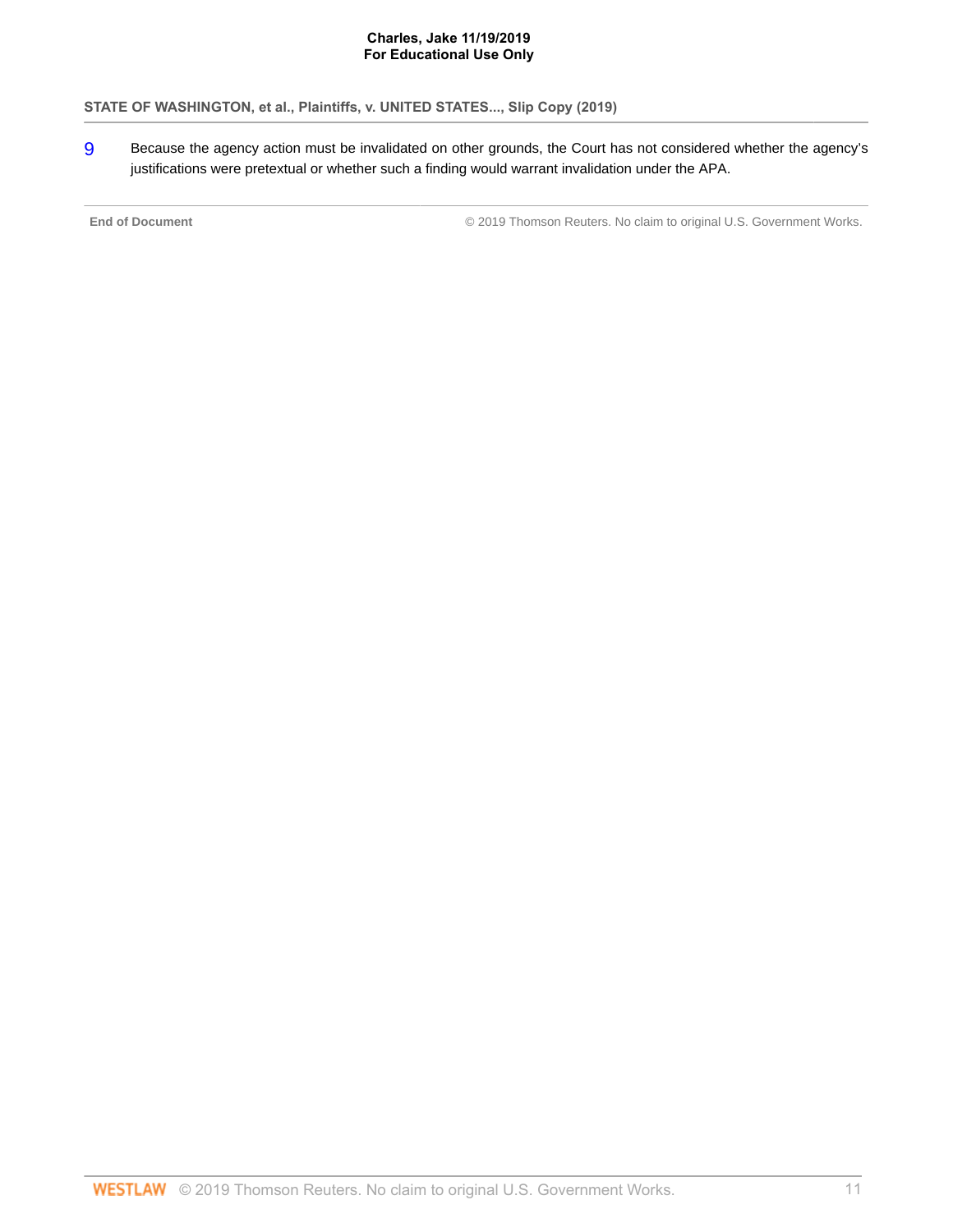9 Because the agency action must be invalidated on other grounds, the Court has not considered whether the agency's justifications were pretextual or whether such a finding would warrant invalidation under the APA.

**End of Document** © 2019 Thomson Reuters. No claim to original U.S. Government Works.